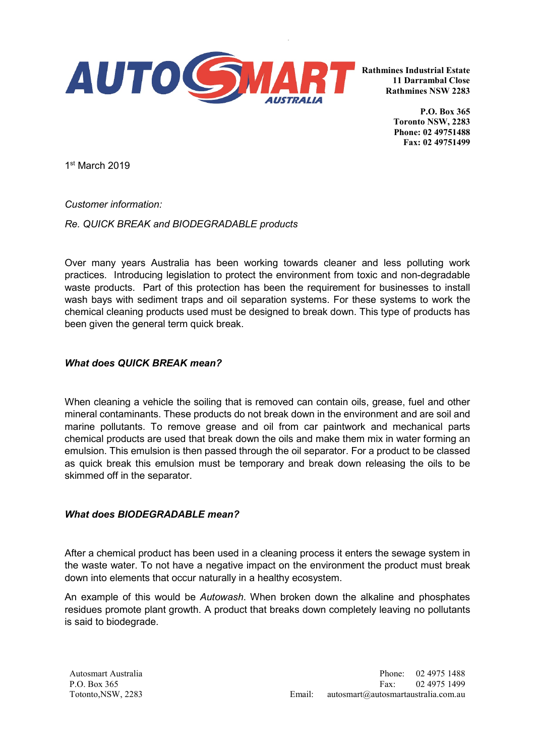AUTOSMART AUSTRALIA

**Rathmines Industrial Estate**
**11 Darrambal Close**
**Rathmines NSW 2283**

**P.O. Box 365**
**Toronto NSW, 2283**
**Phone: 02 49751488**
**Fax: 02 49751499**

1st March 2019

*Customer information:*

*Re. QUICK BREAK and BIODEGRADABLE products*

Over many years Australia has been working towards cleaner and less polluting work practices. Introducing legislation to protect the environment from toxic and non-degradable waste products. Part of this protection has been the requirement for businesses to install wash bays with sediment traps and oil separation systems. For these systems to work the chemical cleaning products used must be designed to break down. This type of products has been given the general term quick break.

### *What does QUICK BREAK mean?*

When cleaning a vehicle the soiling that is removed can contain oils, grease, fuel and other mineral contaminants. These products do not break down in the environment and are soil and marine pollutants. To remove grease and oil from car paintwork and mechanical parts chemical products are used that break down the oils and make them mix in water forming an emulsion. This emulsion is then passed through the oil separator. For a product to be classed as quick break this emulsion must be temporary and break down releasing the oils to be skimmed off in the separator.

### *What does BIODEGRADABLE mean?*

After a chemical product has been used in a cleaning process it enters the sewage system in the waste water. To not have a negative impact on the environment the product must break down into elements that occur naturally in a healthy ecosystem.

An example of this would be *Autowash*. When broken down the alkaline and phosphates residues promote plant growth. A product that breaks down completely leaving no pollutants is said to biodegrade.

Autosmart Australia
P.O. Box 365
Totonto,NSW, 2283

Phone: 02 4975 1488
Fax: 02 4975 1499
Email: autosmart@autosmartaustralia.com.au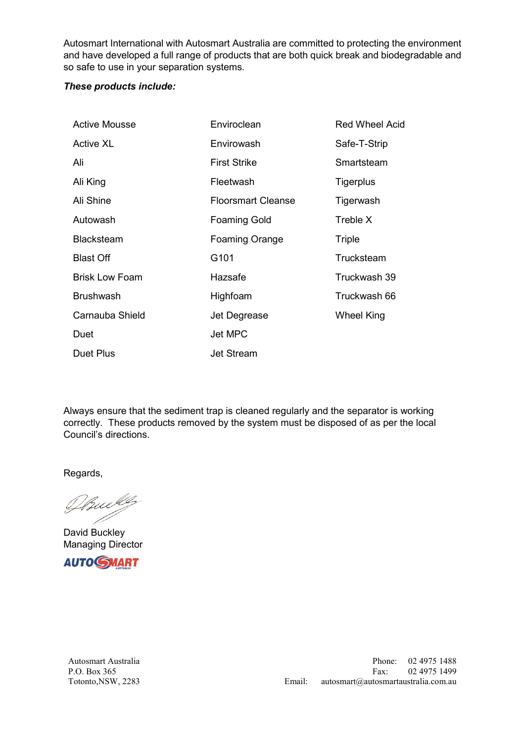Autosmart International with Autosmart Australia are committed to protecting the environment and have developed a full range of products that are both quick break and biodegradable and so safe to use in your separation systems.

***These products include:***

| | | |
|---|---|---|
| Active Mousse | Enviroclean | Red Wheel Acid |
| Active XL | Envirowash | Safe-T-Strip |
| Ali | First Strike | Smartsteam |
| Ali King | Fleetwash | Tigerplus |
| Ali Shine | Floorsmart Cleanse | Tigerwash |
| Autowash | Foaming Gold | Treble X |
| Blacksteam | Foaming Orange | Triple |
| Blast Off | G101 | Trucksteam |
| Brisk Low Foam | Hazsafe | Truckwash 39 |
| Brushwash | Highfoam | Truckwash 66 |
| Carnauba Shield | Jet Degrease | Wheel King |
| Duet | Jet MPC | |
| Duet Plus | Jet Stream | |

Always ensure that the sediment trap is cleaned regularly and the separator is working correctly. These products removed by the system must be disposed of as per the local Council's directions.

Regards,

David Buckley
Managing Director

AUTOSMART
AUSTRALIA

Autosmart Australia
P.O. Box 365
Totonto,NSW, 2283

Phone: 02 4975 1488
Fax: 02 4975 1499
Email: autosmart@autosmartaustralia.com.au